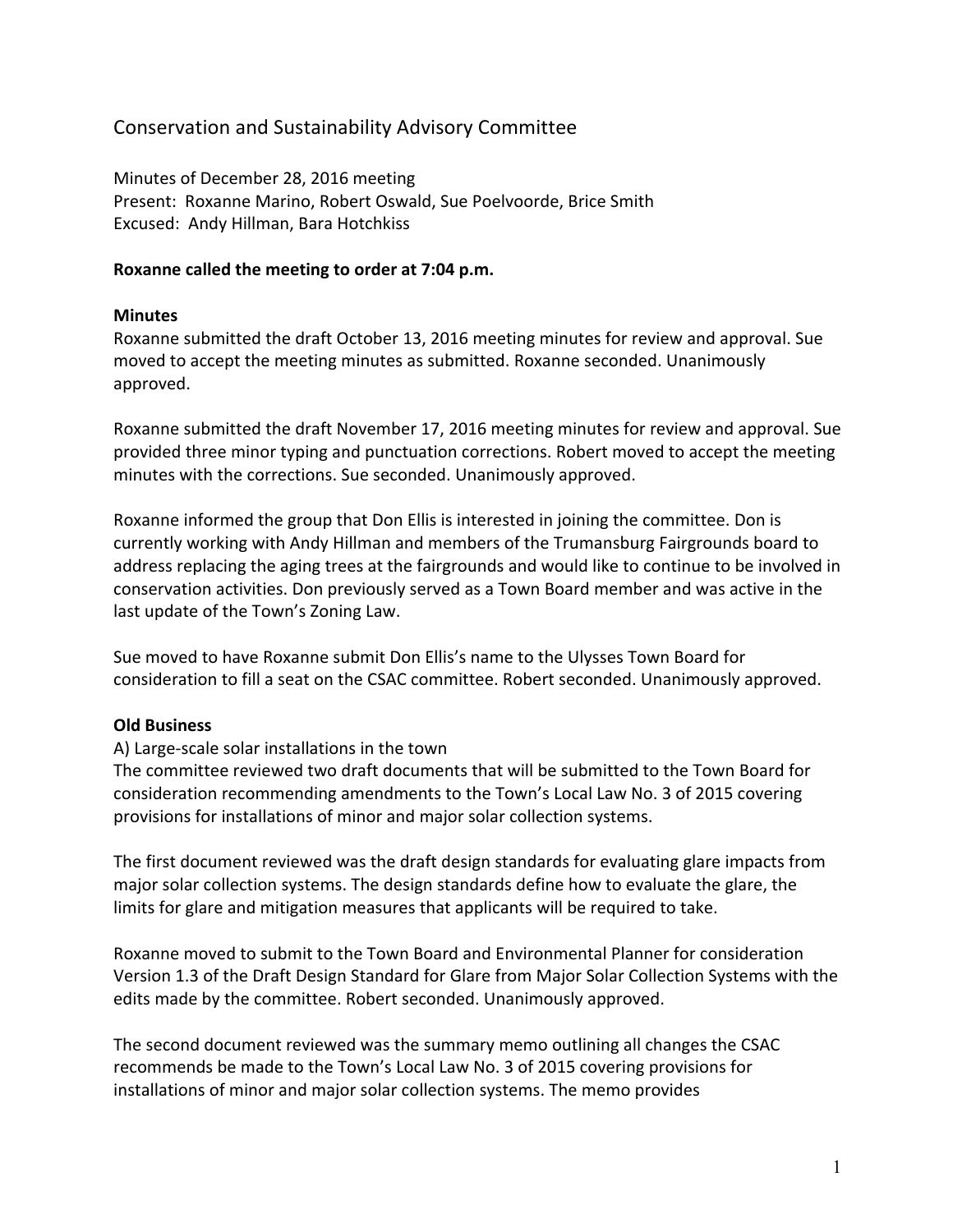# Conservation and Sustainability Advisory Committee

Minutes of December 28, 2016 meeting
Present: Roxanne Marino, Robert Oswald, Sue Poelvoorde, Brice Smith
Excused: Andy Hillman, Bara Hotchkiss

**Roxanne called the meeting to order at 7:04 p.m.**

**Minutes**

Roxanne submitted the draft October 13, 2016 meeting minutes for review and approval. Sue moved to accept the meeting minutes as submitted. Roxanne seconded. Unanimously approved.

Roxanne submitted the draft November 17, 2016 meeting minutes for review and approval. Sue provided three minor typing and punctuation corrections. Robert moved to accept the meeting minutes with the corrections. Sue seconded. Unanimously approved.

Roxanne informed the group that Don Ellis is interested in joining the committee. Don is currently working with Andy Hillman and members of the Trumansburg Fairgrounds board to address replacing the aging trees at the fairgrounds and would like to continue to be involved in conservation activities. Don previously served as a Town Board member and was active in the last update of the Town's Zoning Law.

Sue moved to have Roxanne submit Don Ellis's name to the Ulysses Town Board for consideration to fill a seat on the CSAC committee. Robert seconded. Unanimously approved.

**Old Business**

A) Large-scale solar installations in the town

The committee reviewed two draft documents that will be submitted to the Town Board for consideration recommending amendments to the Town's Local Law No. 3 of 2015 covering provisions for installations of minor and major solar collection systems.

The first document reviewed was the draft design standards for evaluating glare impacts from major solar collection systems. The design standards define how to evaluate the glare, the limits for glare and mitigation measures that applicants will be required to take.

Roxanne moved to submit to the Town Board and Environmental Planner for consideration Version 1.3 of the Draft Design Standard for Glare from Major Solar Collection Systems with the edits made by the committee. Robert seconded. Unanimously approved.

The second document reviewed was the summary memo outlining all changes the CSAC recommends be made to the Town's Local Law No. 3 of 2015 covering provisions for installations of minor and major solar collection systems. The memo provides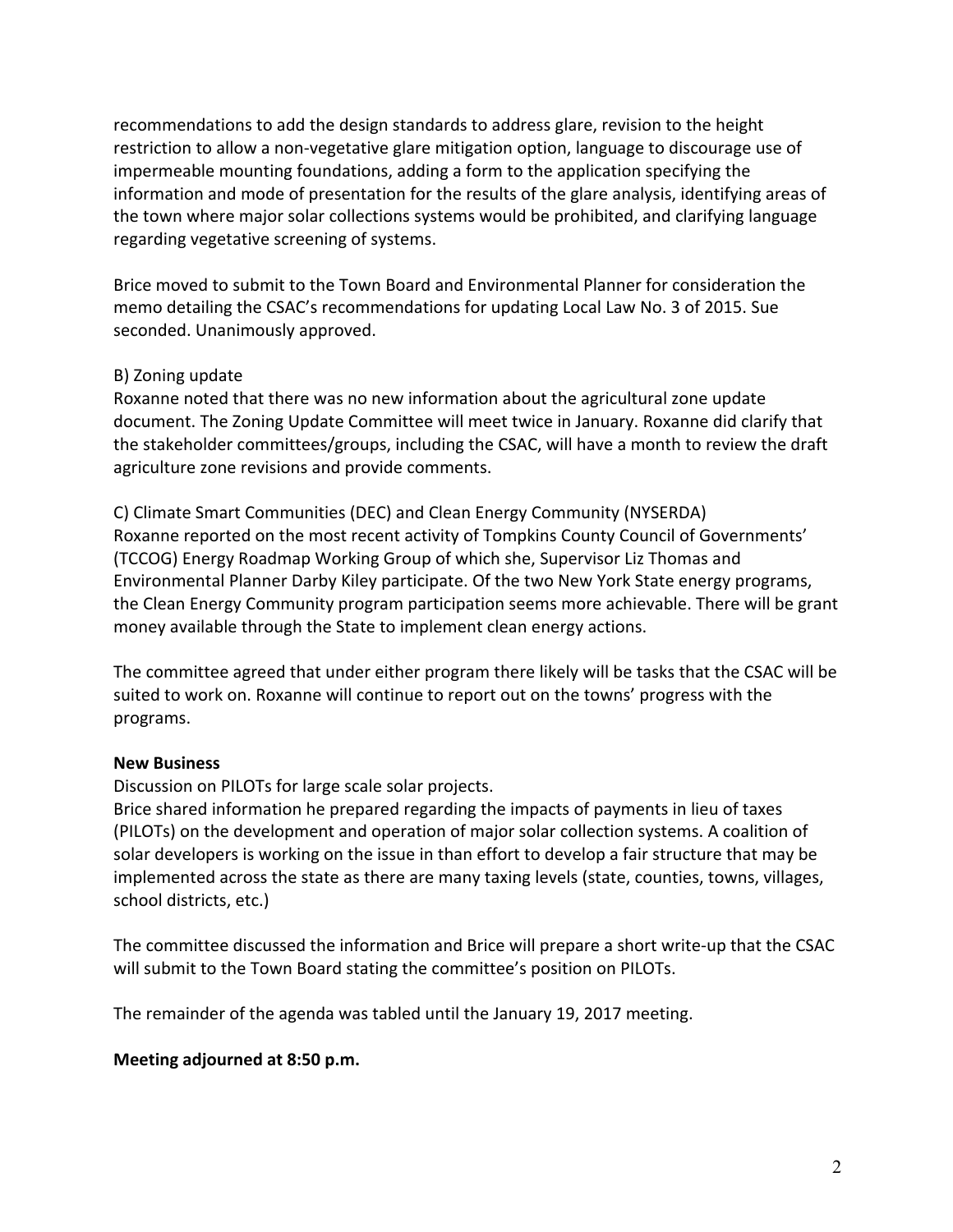recommendations to add the design standards to address glare, revision to the height restriction to allow a non-vegetative glare mitigation option, language to discourage use of impermeable mounting foundations, adding a form to the application specifying the information and mode of presentation for the results of the glare analysis, identifying areas of the town where major solar collections systems would be prohibited, and clarifying language regarding vegetative screening of systems.

Brice moved to submit to the Town Board and Environmental Planner for consideration the memo detailing the CSAC's recommendations for updating Local Law No. 3 of 2015. Sue seconded. Unanimously approved.

B) Zoning update
Roxanne noted that there was no new information about the agricultural zone update document. The Zoning Update Committee will meet twice in January. Roxanne did clarify that the stakeholder committees/groups, including the CSAC, will have a month to review the draft agriculture zone revisions and provide comments.

C) Climate Smart Communities (DEC) and Clean Energy Community (NYSERDA)
Roxanne reported on the most recent activity of Tompkins County Council of Governments' (TCCOG) Energy Roadmap Working Group of which she, Supervisor Liz Thomas and Environmental Planner Darby Kiley participate. Of the two New York State energy programs, the Clean Energy Community program participation seems more achievable. There will be grant money available through the State to implement clean energy actions.

The committee agreed that under either program there likely will be tasks that the CSAC will be suited to work on. Roxanne will continue to report out on the towns' progress with the programs.

**New Business**
Discussion on PILOTs for large scale solar projects.
Brice shared information he prepared regarding the impacts of payments in lieu of taxes (PILOTs) on the development and operation of major solar collection systems. A coalition of solar developers is working on the issue in than effort to develop a fair structure that may be implemented across the state as there are many taxing levels (state, counties, towns, villages, school districts, etc.)

The committee discussed the information and Brice will prepare a short write-up that the CSAC will submit to the Town Board stating the committee's position on PILOTs.

The remainder of the agenda was tabled until the January 19, 2017 meeting.

**Meeting adjourned at 8:50 p.m.**